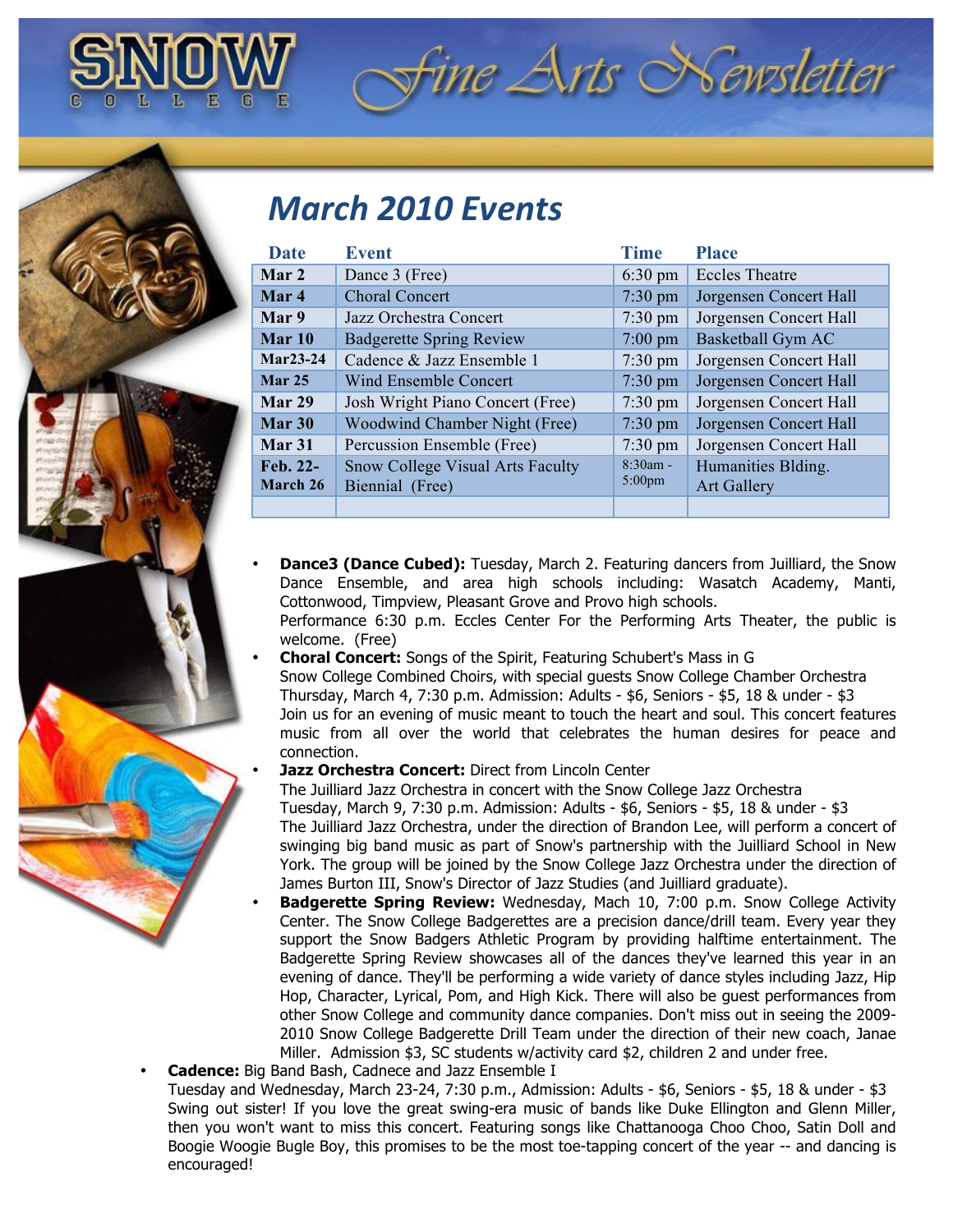# Snow College Fine Arts Newsletter

## March 2010 Events

| Date | Event | Time | Place |
|---|---|---|---|
| Mar 2 | Dance 3 (Free) | 6:30 pm | Eccles Theatre |
| Mar 4 | Choral Concert | 7:30 pm | Jorgensen Concert Hall |
| Mar 9 | Jazz Orchestra Concert | 7:30 pm | Jorgensen Concert Hall |
| Mar 10 | Badgerette Spring Review | 7:00 pm | Basketball Gym AC |
| Mar23-24 | Cadence & Jazz Ensemble 1 | 7:30 pm | Jorgensen Concert Hall |
| Mar 25 | Wind Ensemble Concert | 7:30 pm | Jorgensen Concert Hall |
| Mar 29 | Josh Wright Piano Concert (Free) | 7:30 pm | Jorgensen Concert Hall |
| Mar 30 | Woodwind Chamber Night (Free) | 7:30 pm | Jorgensen Concert Hall |
| Mar 31 | Percussion Ensemble (Free) | 7:30 pm | Jorgensen Concert Hall |
| Feb. 22- March 26 | Snow College Visual Arts Faculty Biennial (Free) | 8:30am - 5:00pm | Humanities Blding. Art Gallery |
| | | | |

- **Dance3 (Dance Cubed):** Tuesday, March 2. Featuring dancers from Juilliard, the Snow Dance Ensemble, and area high schools including: Wasatch Academy, Manti, Cottonwood, Timpview, Pleasant Grove and Provo high schools.
  Performance 6:30 p.m. Eccles Center For the Performing Arts Theater, the public is welcome. (Free)
- **Choral Concert:** Songs of the Spirit, Featuring Schubert's Mass in G
  Snow College Combined Choirs, with special guests Snow College Chamber Orchestra
  Thursday, March 4, 7:30 p.m. Admission: Adults - $6, Seniors - $5, 18 & under - $3
  Join us for an evening of music meant to touch the heart and soul. This concert features music from all over the world that celebrates the human desires for peace and connection.
- **Jazz Orchestra Concert:** Direct from Lincoln Center
  The Juilliard Jazz Orchestra in concert with the Snow College Jazz Orchestra
  Tuesday, March 9, 7:30 p.m. Admission: Adults - $6, Seniors - $5, 18 & under - $3
  The Juilliard Jazz Orchestra, under the direction of Brandon Lee, will perform a concert of swinging big band music as part of Snow's partnership with the Juilliard School in New York. The group will be joined by the Snow College Jazz Orchestra under the direction of James Burton III, Snow's Director of Jazz Studies (and Juilliard graduate).
- **Badgerette Spring Review:** Wednesday, Mach 10, 7:00 p.m. Snow College Activity Center. The Snow College Badgerettes are a precision dance/drill team. Every year they support the Snow Badgers Athletic Program by providing halftime entertainment. The Badgerette Spring Review showcases all of the dances they've learned this year in an evening of dance. They'll be performing a wide variety of dance styles including Jazz, Hip Hop, Character, Lyrical, Pom, and High Kick. There will also be guest performances from other Snow College and community dance companies. Don't miss out in seeing the 2009-2010 Snow College Badgerette Drill Team under the direction of their new coach, Janae Miller. Admission $3, SC students w/activity card $2, children 2 and under free.
- **Cadence:** Big Band Bash, Cadnece and Jazz Ensemble I
  Tuesday and Wednesday, March 23-24, 7:30 p.m., Admission: Adults - $6, Seniors - $5, 18 & under - $3
  Swing out sister! If you love the great swing-era music of bands like Duke Ellington and Glenn Miller, then you won't want to miss this concert. Featuring songs like Chattanooga Choo Choo, Satin Doll and Boogie Woogie Bugle Boy, this promises to be the most toe-tapping concert of the year -- and dancing is encouraged!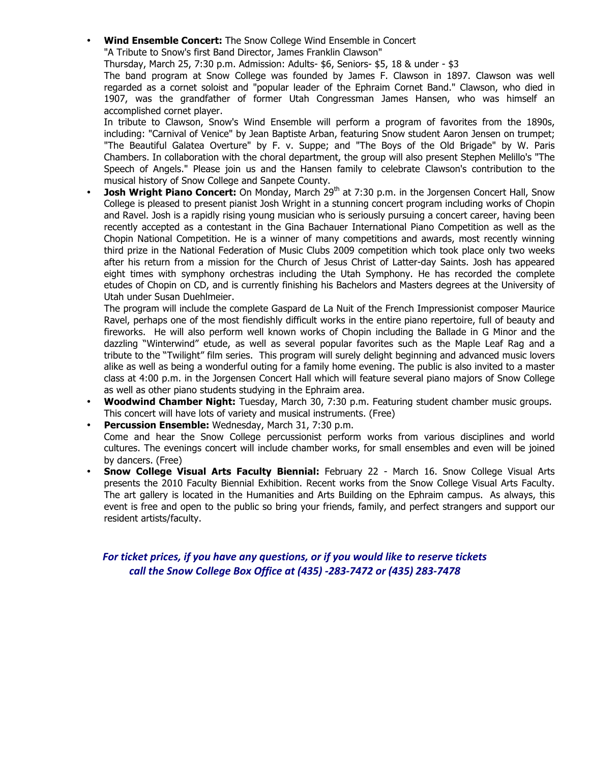- **Wind Ensemble Concert:** The Snow College Wind Ensemble in Concert
  "A Tribute to Snow's first Band Director, James Franklin Clawson"
  Thursday, March 25, 7:30 p.m. Admission: Adults- $6, Seniors- $5, 18 & under - $3
  The band program at Snow College was founded by James F. Clawson in 1897. Clawson was well regarded as a cornet soloist and "popular leader of the Ephraim Cornet Band." Clawson, who died in 1907, was the grandfather of former Utah Congressman James Hansen, who was himself an accomplished cornet player.
  In tribute to Clawson, Snow's Wind Ensemble will perform a program of favorites from the 1890s, including: "Carnival of Venice" by Jean Baptiste Arban, featuring Snow student Aaron Jensen on trumpet; "The Beautiful Galatea Overture" by F. v. Suppe; and "The Boys of the Old Brigade" by W. Paris Chambers. In collaboration with the choral department, the group will also present Stephen Melillo's "The Speech of Angels." Please join us and the Hansen family to celebrate Clawson's contribution to the musical history of Snow College and Sanpete County.
- **Josh Wright Piano Concert:** On Monday, March 29th at 7:30 p.m. in the Jorgensen Concert Hall, Snow College is pleased to present pianist Josh Wright in a stunning concert program including works of Chopin and Ravel. Josh is a rapidly rising young musician who is seriously pursuing a concert career, having been recently accepted as a contestant in the Gina Bachauer International Piano Competition as well as the Chopin National Competition. He is a winner of many competitions and awards, most recently winning third prize in the National Federation of Music Clubs 2009 competition which took place only two weeks after his return from a mission for the Church of Jesus Christ of Latter-day Saints. Josh has appeared eight times with symphony orchestras including the Utah Symphony. He has recorded the complete etudes of Chopin on CD, and is currently finishing his Bachelors and Masters degrees at the University of Utah under Susan Duehlmeier.
  The program will include the complete Gaspard de La Nuit of the French Impressionist composer Maurice Ravel, perhaps one of the most fiendishly difficult works in the entire piano repertoire, full of beauty and fireworks. He will also perform well known works of Chopin including the Ballade in G Minor and the dazzling "Winterwind" etude, as well as several popular favorites such as the Maple Leaf Rag and a tribute to the "Twilight" film series. This program will surely delight beginning and advanced music lovers alike as well as being a wonderful outing for a family home evening. The public is also invited to a master class at 4:00 p.m. in the Jorgensen Concert Hall which will feature several piano majors of Snow College as well as other piano students studying in the Ephraim area.
- **Woodwind Chamber Night:** Tuesday, March 30, 7:30 p.m. Featuring student chamber music groups. This concert will have lots of variety and musical instruments. (Free)
- **Percussion Ensemble:** Wednesday, March 31, 7:30 p.m.
  Come and hear the Snow College percussionist perform works from various disciplines and world cultures. The evenings concert will include chamber works, for small ensembles and even will be joined by dancers. (Free)
- **Snow College Visual Arts Faculty Biennial:** February 22 - March 16. Snow College Visual Arts presents the 2010 Faculty Biennial Exhibition. Recent works from the Snow College Visual Arts Faculty. The art gallery is located in the Humanities and Arts Building on the Ephraim campus. As always, this event is free and open to the public so bring your friends, family, and perfect strangers and support our resident artists/faculty.

***For ticket prices, if you have any questions, or if you would like to reserve tickets call the Snow College Box Office at (435) -283-7472 or (435) 283-7478***